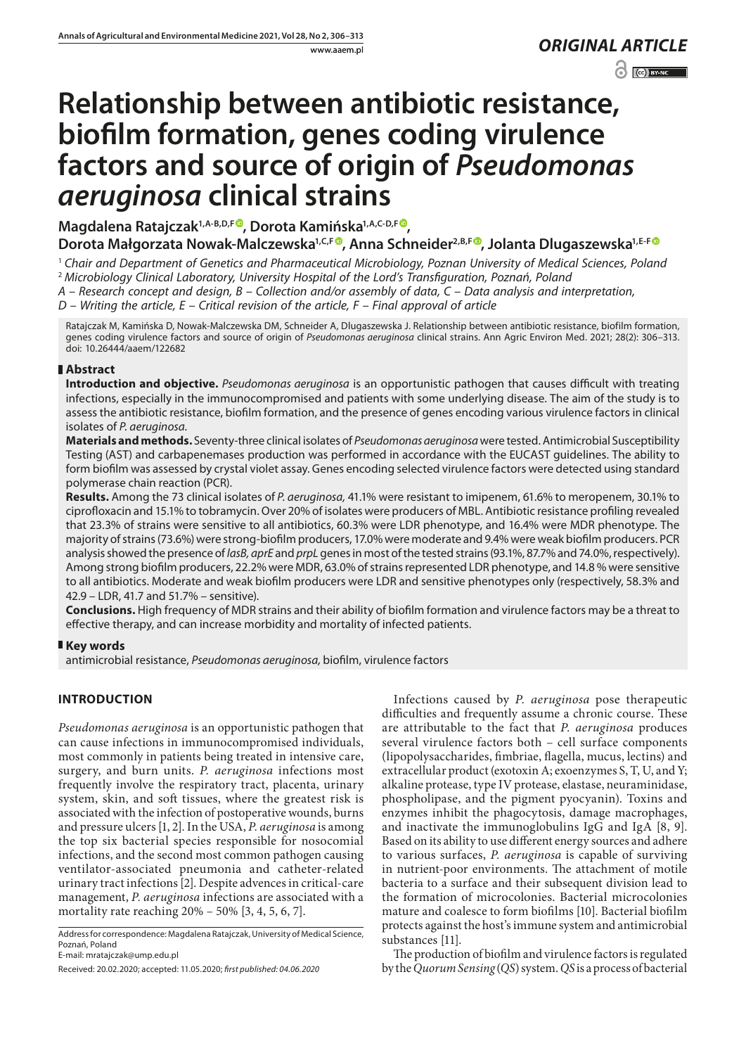*ORIGINAL ARTICLE*

# Relationship between antibiotic resistance, biofilm formation, genes coding virulence factors and source of origin of *Pseudomonas aeruginosa* clinical strains

**Magdalena Ratajczak[1,A-B,D,F], Dorota Kamińska[1,A,C-D,F], Dorota Małgorzata Nowak-Malczewska[1,C,F], Anna Schneider[2,B,F], Jolanta Dlugaszewska[1,E-F]**

[1] *Chair and Department of Genetics and Pharmaceutical Microbiology, Poznan University of Medical Sciences, Poland*
[2] *Microbiology Clinical Laboratory, University Hospital of the Lord's Transfiguration, Poznań, Poland*
*A – Research concept and design, B – Collection and/or assembly of data, C – Data analysis and interpretation, D – Writing the article, E – Critical revision of the article, F – Final approval of article*

Ratajczak M, Kamińska D, Nowak-Malczewska DM, Schneider A, Dlugaszewska J. Relationship between antibiotic resistance, biofilm formation, genes coding virulence factors and source of origin of *Pseudomonas aeruginosa* clinical strains. Ann Agric Environ Med. 2021; 28(2): 306–313. doi: 10.26444/aaem/122682

## Abstract

**Introduction and objective.** *Pseudomonas aeruginosa* is an opportunistic pathogen that causes difficult with treating infections, especially in the immunocompromised and patients with some underlying disease. The aim of the study is to assess the antibiotic resistance, biofilm formation, and the presence of genes encoding various virulence factors in clinical isolates of *P. aeruginosa*.

**Materials and methods.** Seventy-three clinical isolates of *Pseudomonas aeruginosa* were tested. Antimicrobial Susceptibility Testing (AST) and carbapenemases production was performed in accordance with the EUCAST guidelines. The ability to form biofilm was assessed by crystal violet assay. Genes encoding selected virulence factors were detected using standard polymerase chain reaction (PCR).

**Results.** Among the 73 clinical isolates of *P. aeruginosa,* 41.1% were resistant to imipenem, 61.6% to meropenem, 30.1% to ciprofloxacin and 15.1% to tobramycin. Over 20% of isolates were producers of MBL. Antibiotic resistance profiling revealed that 23.3% of strains were sensitive to all antibiotics, 60.3% were LDR phenotype, and 16.4% were MDR phenotype. The majority of strains (73.6%) were strong-biofilm producers, 17.0% were moderate and 9.4% were weak biofilm producers. PCR analysis showed the presence of *lasB, aprE* and *prpL* genes in most of the tested strains (93.1%, 87.7% and 74.0%, respectively). Among strong biofilm producers, 22.2% were MDR, 63.0% of strains represented LDR phenotype, and 14.8 % were sensitive to all antibiotics. Moderate and weak biofilm producers were LDR and sensitive phenotypes only (respectively, 58.3% and 42.9 – LDR, 41.7 and 51.7% – sensitive).

**Conclusions.** High frequency of MDR strains and their ability of biofilm formation and virulence factors may be a threat to effective therapy, and can increase morbidity and mortality of infected patients.

## Key words

antimicrobial resistance, *Pseudomonas aeruginosa,* biofilm, virulence factors

## INTRODUCTION

*Pseudomonas aeruginosa* is an opportunistic pathogen that can cause infections in immunocompromised individuals, most commonly in patients being treated in intensive care, surgery, and burn units. *P. aeruginosa* infections most frequently involve the respiratory tract, placenta, urinary system, skin, and soft tissues, where the greatest risk is associated with the infection of postoperative wounds, burns and pressure ulcers [1, 2]. In the USA, *P. aeruginosa* is among the top six bacterial species responsible for nosocomial infections, and the second most common pathogen causing ventilator-associated pneumonia and catheter-related urinary tract infections [2]. Despite advences in critical-care management, *P. aeruginosa* infections are associated with a mortality rate reaching 20% – 50% [3, 4, 5, 6, 7].

Infections caused by *P. aeruginosa* pose therapeutic difficulties and frequently assume a chronic course. These are attributable to the fact that *P. aeruginosa* produces several virulence factors both – cell surface components (lipopolysaccharides, fimbriae, flagella, mucus, lectins) and extracellular product (exotoxin A; exoenzymes S, T, U, and Y; alkaline protease, type IV protease, elastase, neuraminidase, phospholipase, and the pigment pyocyanin). Toxins and enzymes inhibit the phagocytosis, damage macrophages, and inactivate the immunoglobulins IgG and IgA [8, 9]. Based on its ability to use different energy sources and adhere to various surfaces, *P. aeruginosa* is capable of surviving in nutrient-poor environments. The attachment of motile bacteria to a surface and their subsequent division lead to the formation of microcolonies. Bacterial microcolonies mature and coalesce to form biofilms [10]. Bacterial biofilm protects against the host's immune system and antimicrobial substances [11].

The production of biofilm and virulence factors is regulated by the *Quorum Sensing* (*QS*) system. *QS* is a process of bacterial

Address for correspondence: Magdalena Ratajczak, University of Medical Science, Poznań, Poland
E-mail: mratajczak@ump.edu.pl

Received: 20.02.2020; accepted: 11.05.2020; *first published: 04.06.2020*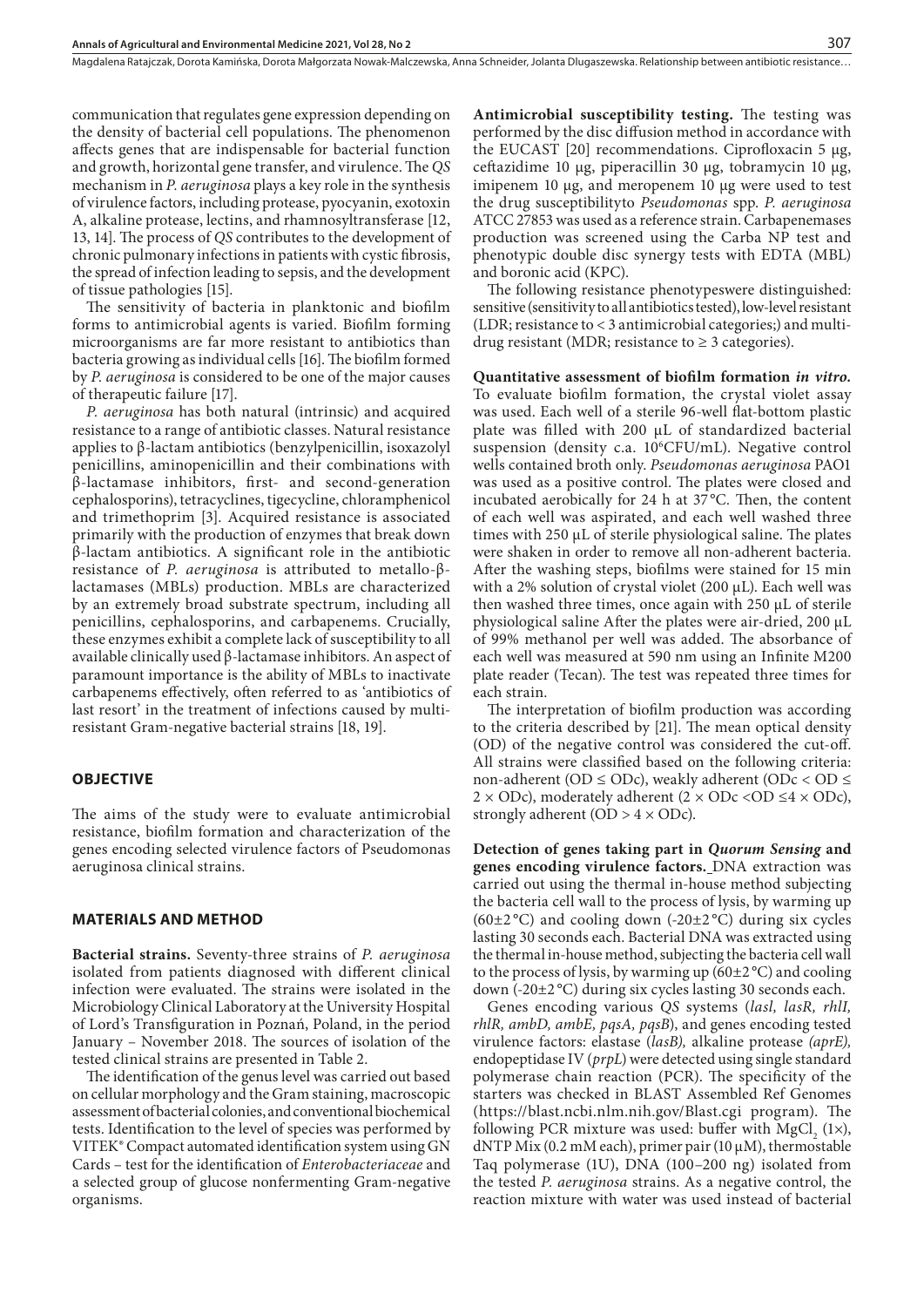communication that regulates gene expression depending on the density of bacterial cell populations. The phenomenon affects genes that are indispensable for bacterial function and growth, horizontal gene transfer, and virulence. The *QS* mechanism in *P. aeruginosa* plays a key role in the synthesis of virulence factors, including protease, pyocyanin, exotoxin A, alkaline protease, lectins, and rhamnosyltransferase [12, 13, 14]. The process of *QS* contributes to the development of chronic pulmonary infections in patients with cystic fibrosis, the spread of infection leading to sepsis, and the development of tissue pathologies [15].

The sensitivity of bacteria in planktonic and biofilm forms to antimicrobial agents is varied. Biofilm forming microorganisms are far more resistant to antibiotics than bacteria growing as individual cells [16]. The biofilm formed by *P. aeruginosa* is considered to be one of the major causes of therapeutic failure [17].

*P. aeruginosa* has both natural (intrinsic) and acquired resistance to a range of antibiotic classes. Natural resistance applies to β-lactam antibiotics (benzylpenicillin, isoxazolyl penicillins, aminopenicillin and their combinations with β-lactamase inhibitors, first- and second-generation cephalosporins), tetracyclines, tigecycline, chloramphenicol and trimethoprim [3]. Acquired resistance is associated primarily with the production of enzymes that break down β-lactam antibiotics. A significant role in the antibiotic resistance of *P. aeruginosa* is attributed to metallo-β-lactamases (MBLs) production. MBLs are characterized by an extremely broad substrate spectrum, including all penicillins, cephalosporins, and carbapenems. Crucially, these enzymes exhibit a complete lack of susceptibility to all available clinically used β-lactamase inhibitors. An aspect of paramount importance is the ability of MBLs to inactivate carbapenems effectively, often referred to as 'antibiotics of last resort' in the treatment of infections caused by multi-resistant Gram-negative bacterial strains [18, 19].

## OBJECTIVE

The aims of the study were to evaluate antimicrobial resistance, biofilm formation and characterization of the genes encoding selected virulence factors of Pseudomonas aeruginosa clinical strains.

## MATERIALS AND METHOD

**Bacterial strains.** Seventy-three strains of *P. aeruginosa* isolated from patients diagnosed with different clinical infection were evaluated. The strains were isolated in the Microbiology Clinical Laboratory at the University Hospital of Lord's Transfiguration in Poznań, Poland, in the period January – November 2018. The sources of isolation of the tested clinical strains are presented in Table 2.

The identification of the genus level was carried out based on cellular morphology and the Gram staining, macroscopic assessment of bacterial colonies, and conventional biochemical tests. Identification to the level of species was performed by VITEK® Compact automated identification system using GN Cards – test for the identification of *Enterobacteriaceae* and a selected group of glucose nonfermenting Gram-negative organisms.

**Antimicrobial susceptibility testing.** The testing was performed by the disc diffusion method in accordance with the EUCAST [20] recommendations. Ciprofloxacin 5 µg, ceftazidime 10 µg, piperacillin 30 µg, tobramycin 10 µg, imipenem 10 µg, and meropenem 10 µg were used to test the drug susceptibilityto *Pseudomonas* spp. *P. aeruginosa* ATCC 27853 was used as a reference strain. Carbapenemases production was screened using the Carba NP test and phenotypic double disc synergy tests with EDTA (MBL) and boronic acid (KPC).

The following resistance phenotypeswere distinguished: sensitive (sensitivity to all antibiotics tested), low-level resistant (LDR; resistance to < 3 antimicrobial categories;) and multi-drug resistant (MDR; resistance to ≥ 3 categories).

**Quantitative assessment of biofilm formation *in vitro.*** To evaluate biofilm formation, the crystal violet assay was used. Each well of a sterile 96-well flat-bottom plastic plate was filled with 200 µL of standardized bacterial suspension (density c.a. $10^6$CFU/mL). Negative control wells contained broth only. *Pseudomonas aeruginosa* PAO1 was used as a positive control. The plates were closed and incubated aerobically for 24 h at 37 °C. Then, the content of each well was aspirated, and each well washed three times with 250 µL of sterile physiological saline. The plates were shaken in order to remove all non-adherent bacteria. After the washing steps, biofilms were stained for 15 min with a 2% solution of crystal violet (200 µL). Each well was then washed three times, once again with 250 µL of sterile physiological saline After the plates were air-dried, 200 µL of 99% methanol per well was added. The absorbance of each well was measured at 590 nm using an Infinite M200 plate reader (Tecan). The test was repeated three times for each strain.

The interpretation of biofilm production was according to the criteria described by [21]. The mean optical density (OD) of the negative control was considered the cut-off. All strains were classified based on the following criteria: non-adherent (OD ≤ ODc), weakly adherent (ODc < OD ≤ 2 × ODc), moderately adherent (2 × ODc <OD ≤4 × ODc), strongly adherent (OD > 4 × ODc).

**Detection of genes taking part in *Quorum Sensing* and genes encoding virulence factors.** DNA extraction was carried out using the thermal in-house method subjecting the bacteria cell wall to the process of lysis, by warming up (60±2 °C) and cooling down (-20±2 °C) during six cycles lasting 30 seconds each. Bacterial DNA was extracted using the thermal in-house method, subjecting the bacteria cell wall to the process of lysis, by warming up (60±2 °C) and cooling down (-20±2 °C) during six cycles lasting 30 seconds each.

Genes encoding various *QS* systems (*lasI, lasR, rhlI, rhlR, ambD, ambE, pqsA, pqsB*), and genes encoding tested virulence factors: elastase (*lasB),* alkaline protease *(aprE),* endopeptidase IV (*prpL*) were detected using single standard polymerase chain reaction (PCR). The specificity of the starters was checked in BLAST Assembled Ref Genomes (https://blast.ncbi.nlm.nih.gov/Blast.cgi program). The following PCR mixture was used: buffer with $MgCl_2$ (1×), dNTP Mix (0.2 mM each), primer pair (10 µM), thermostable Taq polymerase (1U), DNA (100–200 ng) isolated from the tested *P. aeruginosa* strains. As a negative control, the reaction mixture with water was used instead of bacterial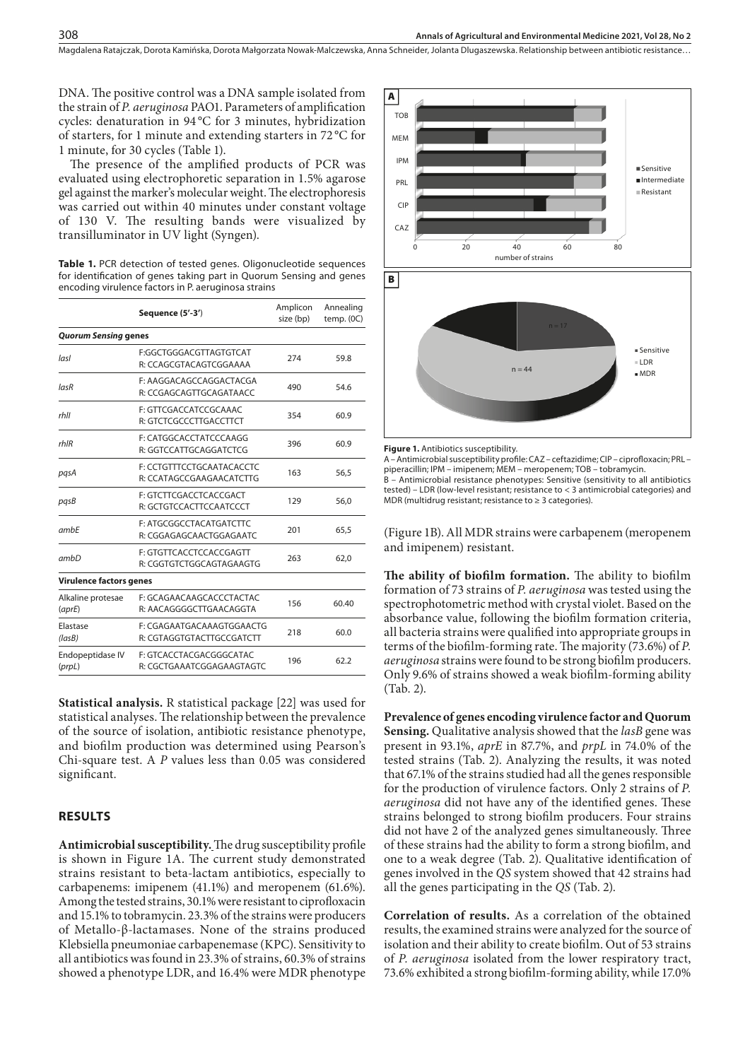DNA. The positive control was a DNA sample isolated from the strain of *P. aeruginosa* PAO1. Parameters of amplification cycles: denaturation in 94 °C for 3 minutes, hybridization of starters, for 1 minute and extending starters in 72 °C for 1 minute, for 30 cycles (Table 1).

The presence of the amplified products of PCR was evaluated using electrophoretic separation in 1.5% agarose gel against the marker's molecular weight. The electrophoresis was carried out within 40 minutes under constant voltage of 130 V. The resulting bands were visualized by transilluminator in UV light (Syngen).

**Table 1.** PCR detection of tested genes. Oligonucleotide sequences for identification of genes taking part in Quorum Sensing and genes encoding virulence factors in P. aeruginosa strains

| | Sequence (5'-3') | Amplicon size (bp) | Annealing temp. (0C) |
|---|---|---|---|
| ***Quorum Sensing* genes** | | | |
| *lasI* | F:GGCTGGGACGTTAGTGTCAT R: CCAGCGTACAGTCGGAAAA | 274 | 59.8 |
| *lasR* | F: AAGGACAGCCAGGACTACGA R: CCGAGCAGTTGCAGATAACC | 490 | 54.6 |
| *rhlI* | F: GTTCGACCATCCGCAAAC R: GTCTCGCCCTTGACCTTCT | 354 | 60.9 |
| *rhlR* | F: CATGGCACCTATCCCAAGG R: GGTCCATTGCAGGATCTCG | 396 | 60.9 |
| *pqsA* | F: CCTGTTTCCTGCAATACACCTC R: CCATAGCCGAAGAACATCTTG | 163 | 56,5 |
| *pqsB* | F: GTCTTCGACCTCACCGACT R: GCTGTCCACTTCCAATCCCT | 129 | 56,0 |
| *ambE* | F: ATGCGGCCTACATGATCTTC R: CGGAGAGCAACTGGAGAATC | 201 | 65,5 |
| *ambD* | F: GTGTTCACCTCCACCGAGTT R: CGGTGTCTGGCAGTAGAAGTG | 263 | 62,0 |
| **Virulence factors genes** | | | |
| Alkaline protesae (*aprE*) | F: GCAGAACAAGCACCCTACTAC R: AACAGGGGCTTGAACAGGTA | 156 | 60.40 |
| Elastase (*lasB*) | F: CGAGAATGACAAAGTGGAACTG R: CGTAGGTGTACTTGCCGATCTT | 218 | 60.0 |
| Endopeptidase IV (*prpL*) | F: GTCACCTACGACGGGCATAC R: CGCTGAAATCGGAGAAGTAGTC | 196 | 62.2 |

**Statistical analysis.** R statistical package [22] was used for statistical analyses. The relationship between the prevalence of the source of isolation, antibiotic resistance phenotype, and biofilm production was determined using Pearson's Chi-square test. A *P* values less than 0.05 was considered significant.

## RESULTS

**Antimicrobial susceptibility.** The drug susceptibility profile is shown in Figure 1A. The current study demonstrated strains resistant to beta-lactam antibiotics, especially to carbapenems: imipenem (41.1%) and meropenem (61.6%). Among the tested strains, 30.1% were resistant to ciprofloxacin and 15.1% to tobramycin. 23.3% of the strains were producers of Metallo-β-lactamases. None of the strains produced Klebsiella pneumoniae carbapenemase (KPC). Sensitivity to all antibiotics was found in 23.3% of strains, 60.3% of strains showed a phenotype LDR, and 16.4% were MDR phenotype (Figure 1B). All MDR strains were carbapenem (meropenem and imipenem) resistant.

**Figure 1.** Antibiotics susceptibility.
A – Antimicrobial susceptibility profile: CAZ – ceftazidime; CIP – ciprofloxacin; PRL – piperacillin; IPM – imipenem; MEM – meropenem; TOB – tobramycin.
B – Antimicrobial resistance phenotypes: Sensitive (sensitivity to all antibiotics tested) – LDR (low-level resistant; resistance to < 3 antimicrobial categories) and MDR (multidrug resistant; resistance to ≥ 3 categories).

**The ability of biofilm formation.** The ability to biofilm formation of 73 strains of *P. aeruginosa* was tested using the spectrophotometric method with crystal violet. Based on the absorbance value, following the biofilm formation criteria, all bacteria strains were qualified into appropriate groups in terms of the biofilm-forming rate. The majority (73.6%) of *P. aeruginosa* strains were found to be strong biofilm producers. Only 9.6% of strains showed a weak biofilm-forming ability (Tab. 2).

**Prevalence of genes encoding virulence factor and Quorum Sensing.** Qualitative analysis showed that the *lasB* gene was present in 93.1%, *aprE* in 87.7%, and *prpL* in 74.0% of the tested strains (Tab. 2). Analyzing the results, it was noted that 67.1% of the strains studied had all the genes responsible for the production of virulence factors. Only 2 strains of *P. aeruginosa* did not have any of the identified genes. These strains belonged to strong biofilm producers. Four strains did not have 2 of the analyzed genes simultaneously. Three of these strains had the ability to form a strong biofilm, and one to a weak degree (Tab. 2). Qualitative identification of genes involved in the *QS* system showed that 42 strains had all the genes participating in the *QS* (Tab. 2).

**Correlation of results.** As a correlation of the obtained results, the examined strains were analyzed for the source of isolation and their ability to create biofilm. Out of 53 strains of *P. aeruginosa* isolated from the lower respiratory tract, 73.6% exhibited a strong biofilm-forming ability, while 17.0%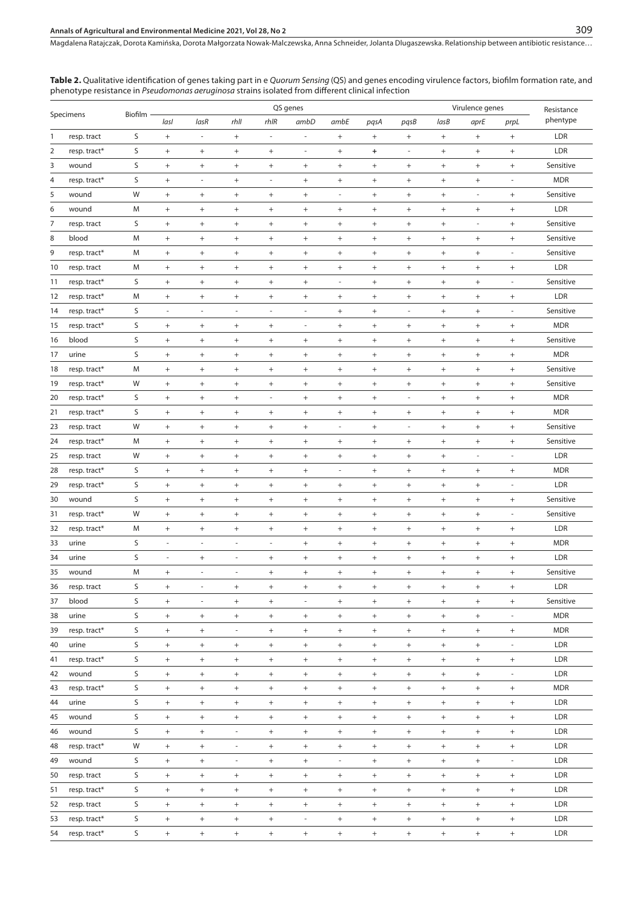**Table 2.** Qualitative identification of genes taking part in e *Quorum Sensing* (QS) and genes encoding virulence factors, biofilm formation rate, and phenotype resistance in *Pseudomonas aeruginosa* strains isolated from different clinical infection

| | Specimens | Biofilm | QS genes | | | | | | | | Virulence genes | | | Resistance phentype |
|---|---|---|---|---|---|---|---|---|---|---|---|---|---|---|
| | | | *lasI* | *lasR* | *rhlI* | *rhlR* | *ambD* | *ambE* | *pqsA* | *pqsB* | *lasB* | *aprE* | *prpL* | |
| 1 | resp. tract | S | + | - | + | - | - | + | + | + | + | + | + | LDR |
| 2 | resp. tract* | S | + | + | + | + | - | + | + | - | + | + | + | LDR |
| 3 | wound | S | + | + | + | + | + | + | + | + | + | + | + | Sensitive |
| 4 | resp. tract* | S | + | - | + | - | + | + | + | + | + | + | - | MDR |
| 5 | wound | W | + | + | + | + | + | - | + | + | + | - | + | Sensitive |
| 6 | wound | M | + | + | + | + | + | + | + | + | + | + | + | LDR |
| 7 | resp. tract | S | + | + | + | + | + | + | + | + | + | - | + | Sensitive |
| 8 | blood | M | + | + | + | + | + | + | + | + | + | + | + | Sensitive |
| 9 | resp. tract* | M | + | + | + | + | + | + | + | + | + | + | - | Sensitive |
| 10 | resp. tract | M | + | + | + | + | + | + | + | + | + | + | + | LDR |
| 11 | resp. tract* | S | + | + | + | + | + | - | + | + | + | + | - | Sensitive |
| 12 | resp. tract* | M | + | + | + | + | + | + | + | + | + | + | + | LDR |
| 14 | resp. tract* | S | - | - | - | - | - | + | + | - | + | + | - | Sensitive |
| 15 | resp. tract* | S | + | + | + | + | - | + | + | + | + | + | + | MDR |
| 16 | blood | S | + | + | + | + | + | + | + | + | + | + | + | Sensitive |
| 17 | urine | S | + | + | + | + | + | + | + | + | + | + | + | MDR |
| 18 | resp. tract* | M | + | + | + | + | + | + | + | + | + | + | + | Sensitive |
| 19 | resp. tract* | W | + | + | + | + | + | + | + | + | + | + | + | Sensitive |
| 20 | resp. tract* | S | + | + | + | - | + | + | + | - | + | + | + | MDR |
| 21 | resp. tract* | S | + | + | + | + | + | + | + | + | + | + | + | MDR |
| 23 | resp. tract | W | + | + | + | + | + | - | + | - | + | + | + | Sensitive |
| 24 | resp. tract* | M | + | + | + | + | + | + | + | + | + | + | + | Sensitive |
| 25 | resp. tract | W | + | + | + | + | + | + | + | + | + | - | - | LDR |
| 28 | resp. tract* | S | + | + | + | + | + | - | + | + | + | + | + | MDR |
| 29 | resp. tract* | S | + | + | + | + | + | + | + | + | + | + | - | LDR |
| 30 | wound | S | + | + | + | + | + | + | + | + | + | + | + | Sensitive |
| 31 | resp. tract* | W | + | + | + | + | + | + | + | + | + | + | - | Sensitive |
| 32 | resp. tract* | M | + | + | + | + | + | + | + | + | + | + | + | LDR |
| 33 | urine | S | - | - | - | - | + | + | + | + | + | + | + | MDR |
| 34 | urine | S | - | + | - | + | + | + | + | + | + | + | + | LDR |
| 35 | wound | M | + | - | - | + | + | + | + | + | + | + | + | Sensitive |
| 36 | resp. tract | S | + | - | + | + | + | + | + | + | + | + | + | LDR |
| 37 | blood | S | + | - | + | + | - | + | + | + | + | + | + | Sensitive |
| 38 | urine | S | + | + | + | + | + | + | + | + | + | + | - | MDR |
| 39 | resp. tract* | S | + | + | - | + | + | + | + | + | + | + | + | MDR |
| 40 | urine | S | + | + | + | + | + | + | + | + | + | + | - | LDR |
| 41 | resp. tract* | S | + | + | + | + | + | + | + | + | + | + | + | LDR |
| 42 | wound | S | + | + | + | + | + | + | + | + | + | + | - | LDR |
| 43 | resp. tract* | S | + | + | + | + | + | + | + | + | + | + | + | MDR |
| 44 | urine | S | + | + | + | + | + | + | + | + | + | + | + | LDR |
| 45 | wound | S | + | + | + | + | + | + | + | + | + | + | + | LDR |
| 46 | wound | S | + | + | - | + | + | + | + | + | + | + | + | LDR |
| 48 | resp. tract* | W | + | + | - | + | + | + | + | + | + | + | + | LDR |
| 49 | wound | S | + | + | - | + | + | - | + | + | + | + | - | LDR |
| 50 | resp. tract | S | + | + | + | + | + | + | + | + | + | + | + | LDR |
| 51 | resp. tract* | S | + | + | + | + | + | + | + | + | + | + | + | LDR |
| 52 | resp. tract | S | + | + | + | + | + | + | + | + | + | + | + | LDR |
| 53 | resp. tract* | S | + | + | + | + | - | + | + | + | + | + | + | LDR |
| 54 | resp. tract* | S | + | + | + | + | + | + | + | + | + | + | + | LDR |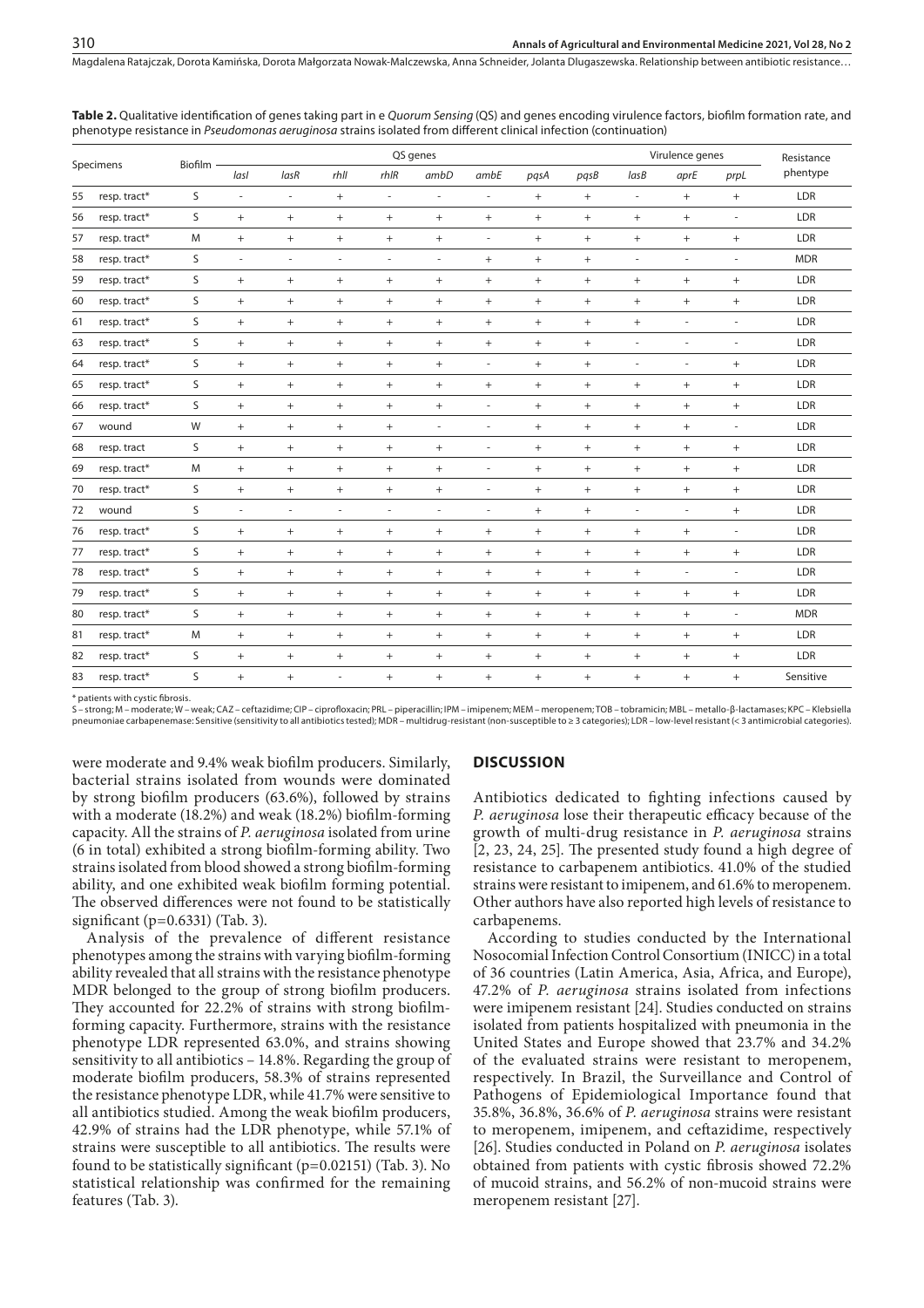**Table 2.** Qualitative identification of genes taking part in e *Quorum Sensing* (QS) and genes encoding virulence factors, biofilm formation rate, and phenotype resistance in *Pseudomonas aeruginosa* strains isolated from different clinical infection (continuation)

| Specimens | | Biofilm | QS genes | | | | | | | | Virulence genes | | | Resistance phentype |
|---|---|---|---|---|---|---|---|---|---|---|---|---|---|---|
| | | | *lasI* | *lasR* | *rhlI* | *rhlR* | *ambD* | *ambE* | *pqsA* | *pqsB* | *lasB* | *aprE* | *prpL* | |
| 55 | resp. tract* | S | - | - | + | - | - | - | + | + | - | + | + | LDR |
| 56 | resp. tract* | S | + | + | + | + | + | + | + | + | + | + | - | LDR |
| 57 | resp. tract* | M | + | + | + | + | + | - | + | + | + | + | + | LDR |
| 58 | resp. tract* | S | - | - | - | - | - | + | + | + | - | - | - | MDR |
| 59 | resp. tract* | S | + | + | + | + | + | + | + | + | + | + | + | LDR |
| 60 | resp. tract* | S | + | + | + | + | + | + | + | + | + | + | + | LDR |
| 61 | resp. tract* | S | + | + | + | + | + | + | + | + | + | - | - | LDR |
| 63 | resp. tract* | S | + | + | + | + | + | + | + | + | - | - | - | LDR |
| 64 | resp. tract* | S | + | + | + | + | + | - | + | + | - | - | + | LDR |
| 65 | resp. tract* | S | + | + | + | + | + | + | + | + | + | + | + | LDR |
| 66 | resp. tract* | S | + | + | + | + | + | - | + | + | + | + | + | LDR |
| 67 | wound | W | + | + | + | + | - | - | + | + | + | + | - | LDR |
| 68 | resp. tract | S | + | + | + | + | + | - | + | + | + | + | + | LDR |
| 69 | resp. tract* | M | + | + | + | + | + | - | + | + | + | + | + | LDR |
| 70 | resp. tract* | S | + | + | + | + | + | - | + | + | + | + | + | LDR |
| 72 | wound | S | - | - | - | - | - | - | + | + | - | - | + | LDR |
| 76 | resp. tract* | S | + | + | + | + | + | + | + | + | + | + | - | LDR |
| 77 | resp. tract* | S | + | + | + | + | + | + | + | + | + | + | + | LDR |
| 78 | resp. tract* | S | + | + | + | + | + | + | + | + | + | - | - | LDR |
| 79 | resp. tract* | S | + | + | + | + | + | + | + | + | + | + | + | LDR |
| 80 | resp. tract* | S | + | + | + | + | + | + | + | + | + | + | - | MDR |
| 81 | resp. tract* | M | + | + | + | + | + | + | + | + | + | + | + | LDR |
| 82 | resp. tract* | S | + | + | + | + | + | + | + | + | + | + | + | LDR |
| 83 | resp. tract* | S | + | + | - | + | + | + | + | + | + | + | + | Sensitive |

\* patients with cystic fibrosis.
S – strong; M – moderate; W – weak; CAZ – ceftazidime; CIP – ciprofloxacin; PRL – piperacillin; IPM – imipenem; MEM – meropenem; TOB – tobramicin; MBL – metallo-β-lactamases; KPC – Klebsiella pneumoniae carbapenemase: Sensitive (sensitivity to all antibiotics tested); MDR – multidrug-resistant (non-susceptible to ≥ 3 categories); LDR – low-level resistant (< 3 antimicrobial categories).

were moderate and 9.4% weak biofilm producers. Similarly, bacterial strains isolated from wounds were dominated by strong biofilm producers (63.6%), followed by strains with a moderate (18.2%) and weak (18.2%) biofilm-forming capacity. All the strains of *P. aeruginosa* isolated from urine (6 in total) exhibited a strong biofilm-forming ability. Two strains isolated from blood showed a strong biofilm-forming ability, and one exhibited weak biofilm forming potential. The observed differences were not found to be statistically significant (p=0.6331) (Tab. 3).

Analysis of the prevalence of different resistance phenotypes among the strains with varying biofilm-forming ability revealed that all strains with the resistance phenotype MDR belonged to the group of strong biofilm producers. They accounted for 22.2% of strains with strong biofilm-forming capacity. Furthermore, strains with the resistance phenotype LDR represented 63.0%, and strains showing sensitivity to all antibiotics – 14.8%. Regarding the group of moderate biofilm producers, 58.3% of strains represented the resistance phenotype LDR, while 41.7% were sensitive to all antibiotics studied. Among the weak biofilm producers, 42.9% of strains had the LDR phenotype, while 57.1% of strains were susceptible to all antibiotics. The results were found to be statistically significant (p=0.02151) (Tab. 3). No statistical relationship was confirmed for the remaining features (Tab. 3).

## DISCUSSION

Antibiotics dedicated to fighting infections caused by *P. aeruginosa* lose their therapeutic efficacy because of the growth of multi-drug resistance in *P. aeruginosa* strains [2, 23, 24, 25]. The presented study found a high degree of resistance to carbapenem antibiotics. 41.0% of the studied strains were resistant to imipenem, and 61.6% to meropenem. Other authors have also reported high levels of resistance to carbapenems.

According to studies conducted by the International Nosocomial Infection Control Consortium (INICC) in a total of 36 countries (Latin America, Asia, Africa, and Europe), 47.2% of *P. aeruginosa* strains isolated from infections were imipenem resistant [24]. Studies conducted on strains isolated from patients hospitalized with pneumonia in the United States and Europe showed that 23.7% and 34.2% of the evaluated strains were resistant to meropenem, respectively. In Brazil, the Surveillance and Control of Pathogens of Epidemiological Importance found that 35.8%, 36.8%, 36.6% of *P. aeruginosa* strains were resistant to meropenem, imipenem, and ceftazidime, respectively [26]. Studies conducted in Poland on *P. aeruginosa* isolates obtained from patients with cystic fibrosis showed 72.2% of mucoid strains, and 56.2% of non-mucoid strains were meropenem resistant [27].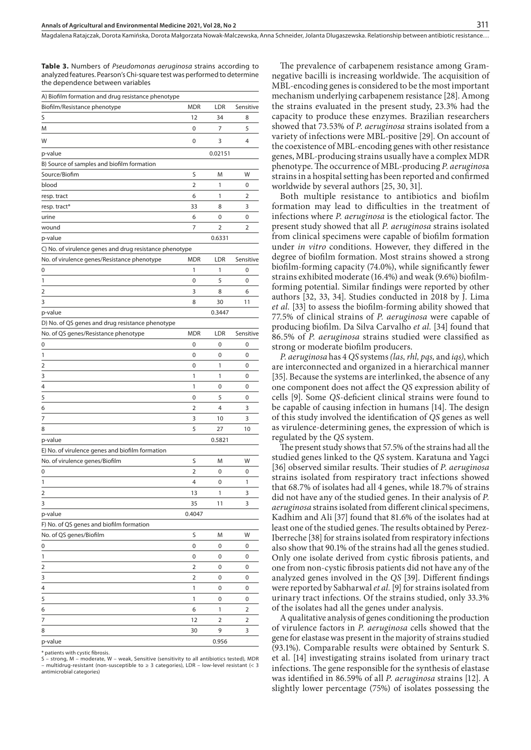**Table 3.** Numbers of *Pseudomonas aeruginosa* strains according to analyzed features. Pearson's Chi-square test was performed to determine the dependence between variables

| A) Biofilm formation and drug resistance phenotype | | | |
|---|---|---|---|
| Biofilm/Resistance phenotype | MDR | LDR | Sensitive |
| S | 12 | 34 | 8 |
| M | 0 | 7 | 5 |
| W | 0 | 3 | 4 |
| p-value | | 0.02151 | |
| **B) Source of samples and biofilm formation** | | | |
| Source/Biofim | S | M | W |
| blood | 2 | 1 | 0 |
| resp. tract | 6 | 1 | 2 |
| resp. tract* | 33 | 8 | 3 |
| urine | 6 | 0 | 0 |
| wound | 7 | 2 | 2 |
| p-value | | 0.6331 | |
| **C) No. of virulence genes and drug resistance phenotype** | | | |
| No. of virulence genes/Resistance phenotype | MDR | LDR | Sensitive |
| 0 | 1 | 1 | 0 |
| 1 | 0 | 5 | 0 |
| 2 | 3 | 8 | 6 |
| 3 | 8 | 30 | 11 |
| p-value | | 0.3447 | |
| **D) No. of QS genes and drug resistance phenotype** | | | |
| No. of QS genes/Resistance phenotype | MDR | LDR | Sensitive |
| 0 | 0 | 0 | 0 |
| 1 | 0 | 0 | 0 |
| 2 | 0 | 1 | 0 |
| 3 | 1 | 1 | 0 |
| 4 | 1 | 0 | 0 |
| 5 | 0 | 5 | 0 |
| 6 | 2 | 4 | 3 |
| 7 | 3 | 10 | 3 |
| 8 | 5 | 27 | 10 |
| p-value | | 0.5821 | |
| **E) No. of virulence genes and biofilm formation** | | | |
| No. of virulence genes/Biofilm | S | M | W |
| 0 | 2 | 0 | 0 |
| 1 | 4 | 0 | 1 |
| 2 | 13 | 1 | 3 |
| 3 | 35 | 11 | 3 |
| p-value | 0.4047 | | |
| **F) No. of QS genes and biofilm formation** | | | |
| No. of QS genes/Biofilm | S | M | W |
| 0 | 0 | 0 | 0 |
| 1 | 0 | 0 | 0 |
| 2 | 2 | 0 | 0 |
| 3 | 2 | 0 | 0 |
| 4 | 1 | 0 | 0 |
| 5 | 1 | 0 | 0 |
| 6 | 6 | 1 | 2 |
| 7 | 12 | 2 | 2 |
| 8 | 30 | 9 | 3 |
| p-value | | 0.956 | |

\* patients with cystic fibrosis.
S – strong, M – moderate, W – weak, Sensitive (sensitivity to all antibiotics tested), MDR – multidrug-resistant (non-susceptible to ≥ 3 categories), LDR – low-level resistant (< 3 antimicrobial categories)

The prevalence of carbapenem resistance among Gram-negative bacilli is increasing worldwide. The acquisition of MBL-encoding genes is considered to be the most important mechanism underlying carbapenem resistance [28]. Among the strains evaluated in the present study, 23.3% had the capacity to produce these enzymes. Brazilian researchers showed that 73.53% of *P. aeruginosa* strains isolated from a variety of infections were MBL-positive [29]. On account of the coexistence of MBL-encoding genes with other resistance genes, MBL-producing strains usually have a complex MDR phenotype. The occurrence of MBL-producing *P. aeruginosa* strains in a hospital setting has been reported and confirmed worldwide by several authors [25, 30, 31].

Both multiple resistance to antibiotics and biofilm formation may lead to difficulties in the treatment of infections where *P. aeruginosa* is the etiological factor. The present study showed that all *P. aeruginosa* strains isolated from clinical specimens were capable of biofilm formation under *in vitro* conditions. However, they differed in the degree of biofilm formation. Most strains showed a strong biofilm-forming capacity (74.0%), while significantly fewer strains exhibited moderate (16.4%) and weak (9.6%) biofilm-forming potential. Similar findings were reported by other authors [32, 33, 34]. Studies conducted in 2018 by J. Lima *et al.* [33] to assess the biofilm-forming ability showed that 77.5% of clinical strains of *P. aeruginosa* were capable of producing biofilm. Da Silva Carvalho *et al.* [34] found that 86.5% of *P. aeruginosa* strains studied were classified as strong or moderate biofilm producers.

*P. aeruginosa* has 4 *QS* systems *(las, rhl, pqs,* and *iqs)*, which are interconnected and organized in a hierarchical manner [35]. Because the systems are interlinked, the absence of any one component does not affect the *QS* expression ability of cells [9]. Some *QS*-deficient clinical strains were found to be capable of causing infection in humans [14]. The design of this study involved the identification of *QS* genes as well as virulence-determining genes, the expression of which is regulated by the *QS* system.

The present study shows that 57.5% of the strains had all the studied genes linked to the *QS* system. Karatuna and Yagci [36] observed similar results. Their studies of *P. aeruginosa* strains isolated from respiratory tract infections showed that 68.7% of isolates had all 4 genes, while 18.7% of strains did not have any of the studied genes. In their analysis of *P. aeruginosa* strains isolated from different clinical specimens, Kadhim and Ali [37] found that 81.6% of the isolates had at least one of the studied genes. The results obtained by Perez-Iberreche [38] for strains isolated from respiratory infections also show that 90.1% of the strains had all the genes studied. Only one isolate derived from cystic fibrosis patients, and one from non-cystic fibrosis patients did not have any of the analyzed genes involved in the *QS* [39]. Different findings were reported by Sabharwal *et al.* [9] for strains isolated from urinary tract infections. Of the strains studied, only 33.3% of the isolates had all the genes under analysis.

A qualitative analysis of genes conditioning the production of virulence factors in *P. aeruginosa* cells showed that the gene for elastase was present in the majority of strains studied (93.1%). Comparable results were obtained by Senturk S. et al. [14] investigating strains isolated from urinary tract infections. The gene responsible for the synthesis of elastase was identified in 86.59% of all *P. aeruginosa* strains [12]. A slightly lower percentage (75%) of isolates possessing the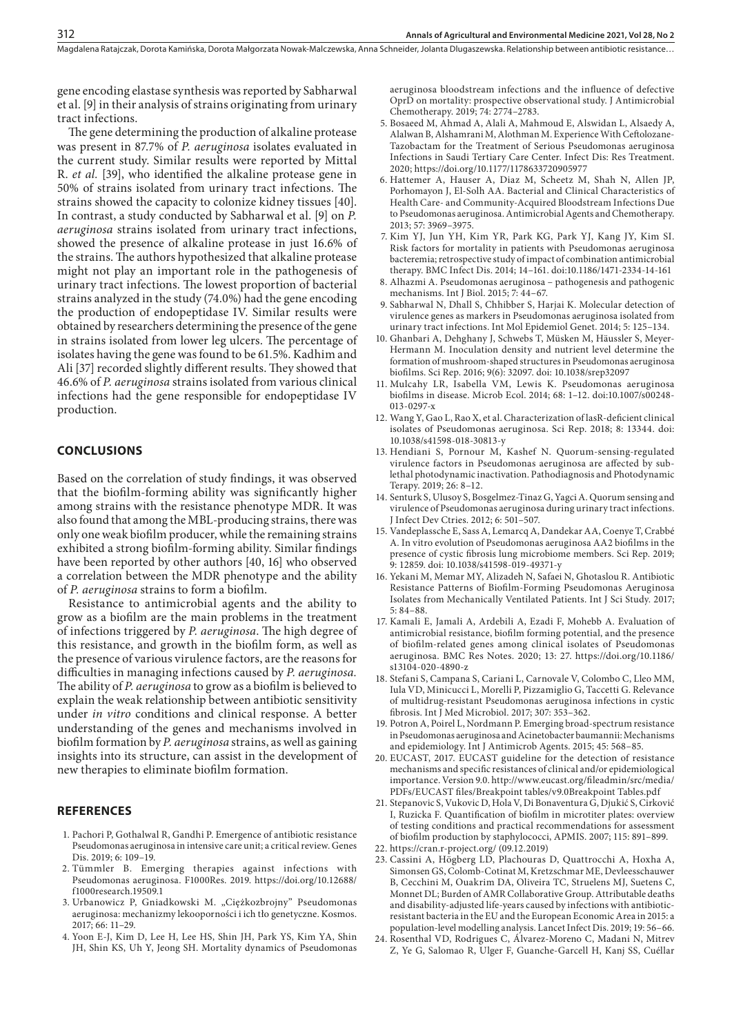gene encoding elastase synthesis was reported by Sabharwal et al. [9] in their analysis of strains originating from urinary tract infections.

The gene determining the production of alkaline protease was present in 87.7% of *P. aeruginosa* isolates evaluated in the current study. Similar results were reported by Mittal R. *et al.* [39], who identified the alkaline protease gene in 50% of strains isolated from urinary tract infections. The strains showed the capacity to colonize kidney tissues [40]. In contrast, a study conducted by Sabharwal et al. [9] on *P. aeruginosa* strains isolated from urinary tract infections, showed the presence of alkaline protease in just 16.6% of the strains. The authors hypothesized that alkaline protease might not play an important role in the pathogenesis of urinary tract infections. The lowest proportion of bacterial strains analyzed in the study (74.0%) had the gene encoding the production of endopeptidase IV. Similar results were obtained by researchers determining the presence of the gene in strains isolated from lower leg ulcers. The percentage of isolates having the gene was found to be 61.5%. Kadhim and Ali [37] recorded slightly different results. They showed that 46.6% of *P. aeruginosa* strains isolated from various clinical infections had the gene responsible for endopeptidase IV production.

## CONCLUSIONS

Based on the correlation of study findings, it was observed that the biofilm-forming ability was significantly higher among strains with the resistance phenotype MDR. It was also found that among the MBL-producing strains, there was only one weak biofilm producer, while the remaining strains exhibited a strong biofilm-forming ability. Similar findings have been reported by other authors [40, 16] who observed a correlation between the MDR phenotype and the ability of *P. aeruginosa* strains to form a biofilm.

Resistance to antimicrobial agents and the ability to grow as a biofilm are the main problems in the treatment of infections triggered by *P. aeruginosa*. The high degree of this resistance, and growth in the biofilm form, as well as the presence of various virulence factors, are the reasons for difficulties in managing infections caused by *P. aeruginosa.* The ability of *P. aeruginosa* to grow as a biofilm is believed to explain the weak relationship between antibiotic sensitivity under *in vitro* conditions and clinical response. A better understanding of the genes and mechanisms involved in biofilm formation by *P. aeruginosa* strains, as well as gaining insights into its structure, can assist in the development of new therapies to eliminate biofilm formation.

## REFERENCES

1. Pachori P, Gothalwal R, Gandhi P. Emergence of antibiotic resistance Pseudomonas aeruginosa in intensive care unit; a critical review. Genes Dis. 2019; 6: 109–19.
2. Tümmler B. Emerging therapies against infections with Pseudomonas aeruginosa. F1000Res. 2019. https://doi.org/10.12688/f1000research.19509.1
3. Urbanowicz P, Gniadkowski M. „Ciężkozbrojny" Pseudomonas aeruginosa: mechanizmy lekooporności i ich tło genetyczne. Kosmos. 2017; 66: 11–29.
4. Yoon E-J, Kim D, Lee H, Lee HS, Shin JH, Park YS, Kim YA, Shin JH, Shin KS, Uh Y, Jeong SH. Mortality dynamics of Pseudomonas aeruginosa bloodstream infections and the influence of defective OprD on mortality: prospective observational study. J Antimicrobial Chemotherapy. 2019; 74: 2774–2783.
5. Bosaeed M, Ahmad A, Alali A, Mahmoud E, Alswidan L, Alsaedy A, Alalwan B, Alshamrani M, Alothman M. Experience With Ceftolozane-Tazobactam for the Treatment of Serious Pseudomonas aeruginosa Infections in Saudi Tertiary Care Center. Infect Dis: Res Treatment. 2020; https://doi.org/10.1177/1178633720905977
6. Hattemer A, Hauser A, Diaz M, Scheetz M, Shah N, Allen JP, Porhomayon J, El-Solh AA. Bacterial and Clinical Characteristics of Health Care- and Community-Acquired Bloodstream Infections Due to Pseudomonas aeruginosa. Antimicrobial Agents and Chemotherapy. 2013; 57: 3969–3975.
7. Kim YJ, Jun YH, Kim YR, Park KG, Park YJ, Kang JY, Kim SI. Risk factors for mortality in patients with Pseudomonas aeruginosa bacteremia; retrospective study of impact of combination antimicrobial therapy. BMC Infect Dis. 2014; 14–161. doi:10.1186/1471-2334-14-161
8. Alhazmi A. Pseudomonas aeruginosa – pathogenesis and pathogenic mechanisms. Int J Biol. 2015; 7: 44–67.
9. Sabharwal N, Dhall S, Chhibber S, Harjai K. Molecular detection of virulence genes as markers in Pseudomonas aeruginosa isolated from urinary tract infections. Int Mol Epidemiol Genet. 2014; 5: 125–134.
10. Ghanbari A, Dehghany J, Schwebs T, Müsken M, Häussler S, Meyer-Hermann M. Inoculation density and nutrient level determine the formation of mushroom-shaped structures in Pseudomonas aeruginosa biofilms. Sci Rep. 2016; 9(6): 32097. doi: 10.1038/srep32097
11. Mulcahy LR, Isabella VM, Lewis K. Pseudomonas aeruginosa biofilms in disease. Microb Ecol. 2014; 68: 1–12. doi:10.1007/s00248-013-0297-x
12. Wang Y, Gao L, Rao X, et al. Characterization of lasR-deficient clinical isolates of Pseudomonas aeruginosa. Sci Rep. 2018; 8: 13344. doi: 10.1038/s41598-018-30813-y
13. Hendiani S, Pornour M, Kashef N. Quorum-sensing-regulated virulence factors in Pseudomonas aeruginosa are affected by sub-lethal photodynamic inactivation. Pathodiagnosis and Photodynamic Terapy. 2019; 26: 8–12.
14. Senturk S, Ulusoy S, Bosgelmez-Tinaz G, Yagci A. Quorum sensing and virulence of Pseudomonas aeruginosa during urinary tract infections. J Infect Dev Ctries. 2012; 6: 501–507.
15. Vandeplassche E, Sass A, Lemarcq A, Dandekar AA, Coenye T, Crabbé A. In vitro evolution of Pseudomonas aeruginosa AA2 biofilms in the presence of cystic fibrosis lung microbiome members. Sci Rep. 2019; 9: 12859. doi: 10.1038/s41598-019-49371-y
16. Yekani M, Memar MY, Alizadeh N, Safaei N, Ghotaslou R. Antibiotic Resistance Patterns of Biofilm-Forming Pseudomonas Aeruginosa Isolates from Mechanically Ventilated Patients. Int J Sci Study. 2017; 5: 84–88.
17. Kamali E, Jamali A, Ardebili A, Ezadi F, Mohebb A. Evaluation of antimicrobial resistance, biofilm forming potential, and the presence of biofilm-related genes among clinical isolates of Pseudomonas aeruginosa. BMC Res Notes. 2020; 13: 27. https://doi.org/10.1186/s13104-020-4890-z
18. Stefani S, Campana S, Cariani L, Carnovale V, Colombo C, Lleo MM, Iula VD, Minicucci L, Morelli P, Pizzamiglio G, Taccetti G. Relevance of multidrug-resistant Pseudomonas aeruginosa infections in cystic fibrosis. Int J Med Microbiol. 2017; 307: 353–362.
19. Potron A, Poirel L, Nordmann P. Emerging broad-spectrum resistance in Pseudomonas aeruginosa and Acinetobacter baumannii: Mechanisms and epidemiology. Int J Antimicrob Agents. 2015; 45: 568–85.
20. EUCAST, 2017. EUCAST guideline for the detection of resistance mechanisms and specific resistances of clinical and/or epidemiological importance. Version 9.0. http://www.eucast.org/fileadmin/src/media/PDFs/EUCAST files/Breakpoint tables/v9.0Breakpoint Tables.pdf
21. Stepanovic S, Vukovic D, Hola V, Di Bonaventura G, Djukić S, Cirković I, Ruzicka F. Quantification of biofilm in microtiter plates: overview of testing conditions and practical recommendations for assessment of biofilm production by staphylococci, APMIS. 2007; 115: 891–899.
22. https://cran.r-project.org/ (09.12.2019)
23. Cassini A, Högberg LD, Plachouras D, Quattrocchi A, Hoxha A, Simonsen GS, Colomb-Cotinat M, Kretzschmar ME, Devleesschauwer B, Cecchini M, Ouakrim DA, Oliveira TC, Struelens MJ, Suetens C, Monnet DL; Burden of AMR Collaborative Group. Attributable deaths and disability-adjusted life-years caused by infections with antibiotic-resistant bacteria in the EU and the European Economic Area in 2015: a population-level modelling analysis. Lancet Infect Dis. 2019; 19: 56–66.
24. Rosenthal VD, Rodrigues C, Álvarez-Moreno C, Madani N, Mitrev Z, Ye G, Salomao R, Ulger F, Guanche-Garcell H, Kanj SS, Cuéllar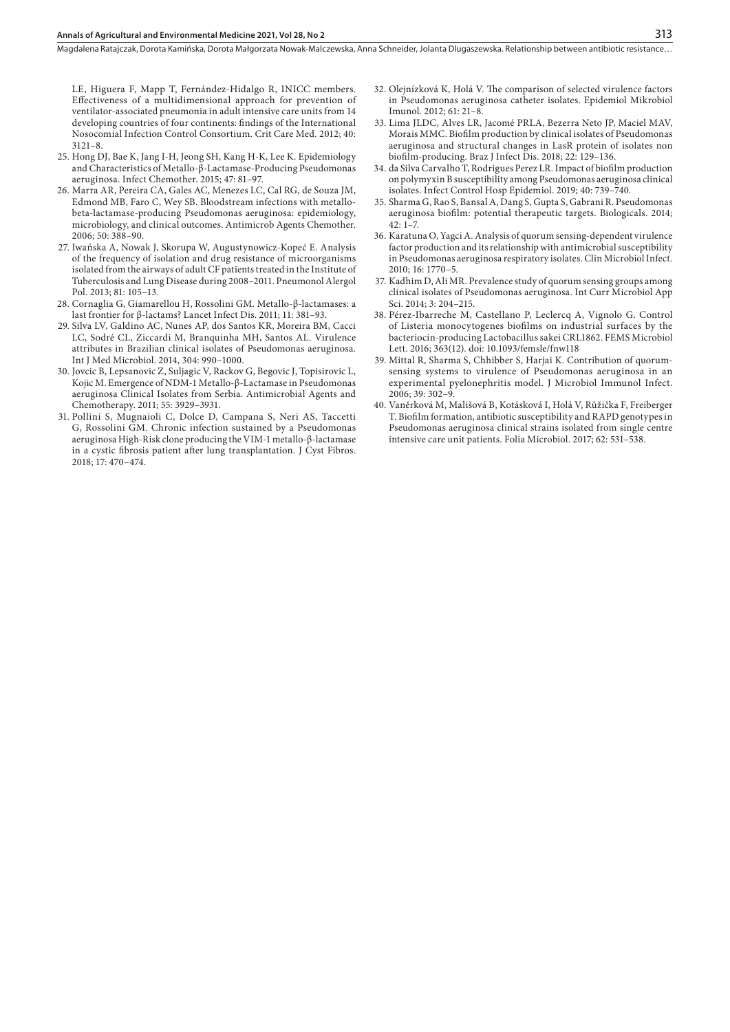LE, Higuera F, Mapp T, Fernández-Hidalgo R, INICC members. Effectiveness of a multidimensional approach for prevention of ventilator-associated pneumonia in adult intensive care units from 14 developing countries of four continents: findings of the International Nosocomial Infection Control Consortium. Crit Care Med. 2012; 40: 3121–8.

25. Hong DJ, Bae K, Jang I-H, Jeong SH, Kang H-K, Lee K. Epidemiology and Characteristics of Metallo-β-Lactamase-Producing Pseudomonas aeruginosa. Infect Chemother. 2015; 47: 81–97.
26. Marra AR, Pereira CA, Gales AC, Menezes LC, Cal RG, de Souza JM, Edmond MB, Faro C, Wey SB. Bloodstream infections with metallo-beta-lactamase-producing Pseudomonas aeruginosa: epidemiology, microbiology, and clinical outcomes. Antimicrob Agents Chemother. 2006; 50: 388–90.
27. Iwańska A, Nowak J, Skorupa W, Augustynowicz-Kopeć E. Analysis of the frequency of isolation and drug resistance of microorganisms isolated from the airways of adult CF patients treated in the Institute of Tuberculosis and Lung Disease during 2008–2011. Pneumonol Alergol Pol. 2013; 81: 105–13.
28. Cornaglia G, Giamarellou H, Rossolini GM. Metallo-β-lactamases: a last frontier for β-lactams? Lancet Infect Dis. 2011; 11: 381–93.
29. Silva LV, Galdino AC, Nunes AP, dos Santos KR, Moreira BM, Cacci LC, Sodré CL, Ziccardi M, Branquinha MH, Santos AL. Virulence attributes in Brazilian clinical isolates of Pseudomonas aeruginosa. Int J Med Microbiol. 2014, 304: 990–1000.
30. Jovcic B, Lepsanovic Z, Suljagic V, Rackov G, Begovic J, Topisirovic L, Kojic M. Emergence of NDM-1 Metallo-β-Lactamase in Pseudomonas aeruginosa Clinical Isolates from Serbia. Antimicrobial Agents and Chemotherapy. 2011; 55: 3929–3931.
31. Pollini S, Mugnaioli C, Dolce D, Campana S, Neri AS, Taccetti G, Rossolini GM. Chronic infection sustained by a Pseudomonas aeruginosa High-Risk clone producing the VIM-1 metallo-β-lactamase in a cystic fibrosis patient after lung transplantation. J Cyst Fibros. 2018; 17: 470–474.
32. Olejnízková K, Holá V. The comparison of selected virulence factors in Pseudomonas aeruginosa catheter isolates. Epidemiol Mikrobiol Imunol. 2012; 61: 21–8.
33. Lima JLDC, Alves LR, Jacomé PRLA, Bezerra Neto JP, Maciel MAV, Morais MMC. Biofilm production by clinical isolates of Pseudomonas aeruginosa and structural changes in LasR protein of isolates non biofilm-producing. Braz J Infect Dis. 2018; 22: 129–136.
34. da Silva Carvalho T, Rodrigues Perez LR. Impact of biofilm production on polymyxin B susceptibility among Pseudomonas aeruginosa clinical isolates. Infect Control Hosp Epidemiol. 2019; 40: 739–740.
35. Sharma G, Rao S, Bansal A, Dang S, Gupta S, Gabrani R. Pseudomonas aeruginosa biofilm: potential therapeutic targets. Biologicals. 2014; 42: 1–7.
36. Karatuna O, Yagci A. Analysis of quorum sensing-dependent virulence factor production and its relationship with antimicrobial susceptibility in Pseudomonas aeruginosa respiratory isolates. Clin Microbiol Infect. 2010; 16: 1770–5.
37. Kadhim D, Ali MR. Prevalence study of quorum sensing groups among clinical isolates of Pseudomonas aeruginosa. Int Curr Microbiol App Sci. 2014; 3: 204–215.
38. Pérez-Ibarreche M, Castellano P, Leclercq A, Vignolo G. Control of Listeria monocytogenes biofilms on industrial surfaces by the bacteriocin-producing Lactobacillus sakei CRL1862. FEMS Microbiol Lett. 2016; 363(12). doi: 10.1093/femsle/fnw118
39. Mittal R, Sharma S, Chhibber S, Harjai K. Contribution of quorum-sensing systems to virulence of Pseudomonas aeruginosa in an experimental pyelonephritis model. J Microbiol Immunol Infect. 2006; 39: 302–9.
40. Vaněrková M, Mališová B, Kotásková I, Holá V, Růžička F, Freiberger T. Biofilm formation, antibiotic susceptibility and RAPD genotypes in Pseudomonas aeruginosa clinical strains isolated from single centre intensive care unit patients. Folia Microbiol. 2017; 62: 531–538.